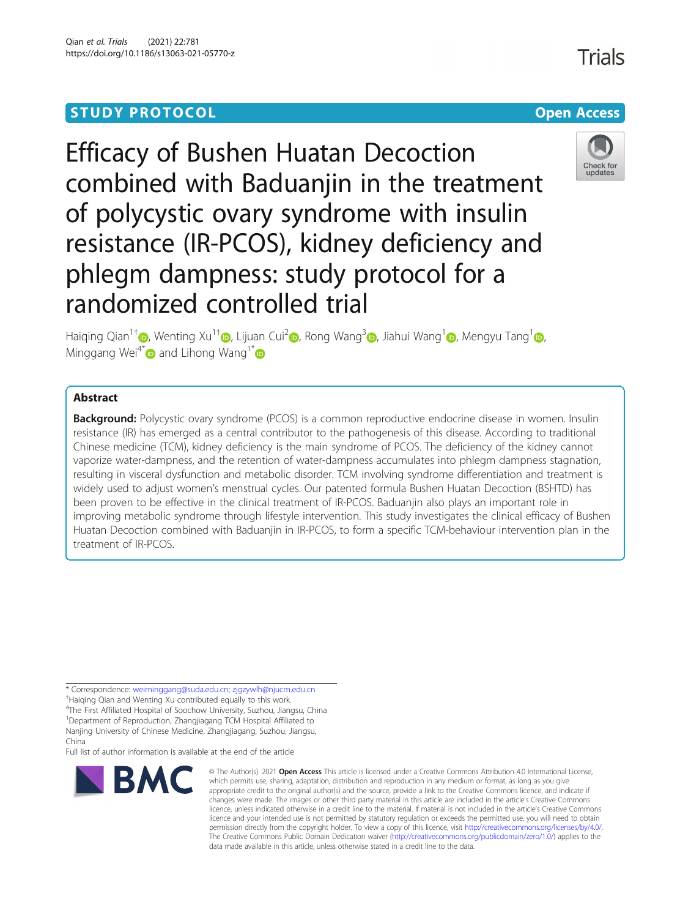STUDY PROTOCOL **Open Access**

# Efficacy of Bushen Huatan Decoction combined with Baduanjin in the treatment of polycystic ovary syndrome with insulin resistance (IR-PCOS), kidney deficiency and phlegm dampness: study protocol for a randomized controlled trial

Haiqing Qian[1†], Wenting Xu[1†], Lijuan Cui[2], Rong Wang[3], Jiahui Wang[1], Mengyu Tang[1], Minggang Wei[4*] and Lihong Wang[1*]

## Abstract

**Background:** Polycystic ovary syndrome (PCOS) is a common reproductive endocrine disease in women. Insulin resistance (IR) has emerged as a central contributor to the pathogenesis of this disease. According to traditional Chinese medicine (TCM), kidney deficiency is the main syndrome of PCOS. The deficiency of the kidney cannot vaporize water-dampness, and the retention of water-dampness accumulates into phlegm dampness stagnation, resulting in visceral dysfunction and metabolic disorder. TCM involving syndrome differentiation and treatment is widely used to adjust women's menstrual cycles. Our patented formula Bushen Huatan Decoction (BSHTD) has been proven to be effective in the clinical treatment of IR-PCOS. Baduanjin also plays an important role in improving metabolic syndrome through lifestyle intervention. This study investigates the clinical efficacy of Bushen Huatan Decoction combined with Baduanjin in IR-PCOS, to form a specific TCM-behaviour intervention plan in the treatment of IR-PCOS.

\* Correspondence: weiminggang@suda.edu.cn; zjgzywlh@njucm.edu.cn
†Haiqing Qian and Wenting Xu contributed equally to this work.
[4]The First Affiliated Hospital of Soochow University, Suzhou, Jiangsu, China
[1]Department of Reproduction, Zhangjiagang TCM Hospital Affiliated to Nanjing University of Chinese Medicine, Zhangjiagang, Suzhou, Jiangsu, China
Full list of author information is available at the end of the article

© The Author(s). 2021 **Open Access** This article is licensed under a Creative Commons Attribution 4.0 International License, which permits use, sharing, adaptation, distribution and reproduction in any medium or format, as long as you give appropriate credit to the original author(s) and the source, provide a link to the Creative Commons licence, and indicate if changes were made. The images or other third party material in this article are included in the article's Creative Commons licence, unless indicated otherwise in a credit line to the material. If material is not included in the article's Creative Commons licence and your intended use is not permitted by statutory regulation or exceeds the permitted use, you will need to obtain permission directly from the copyright holder. To view a copy of this licence, visit http://creativecommons.org/licenses/by/4.0/. The Creative Commons Public Domain Dedication waiver (http://creativecommons.org/publicdomain/zero/1.0/) applies to the data made available in this article, unless otherwise stated in a credit line to the data.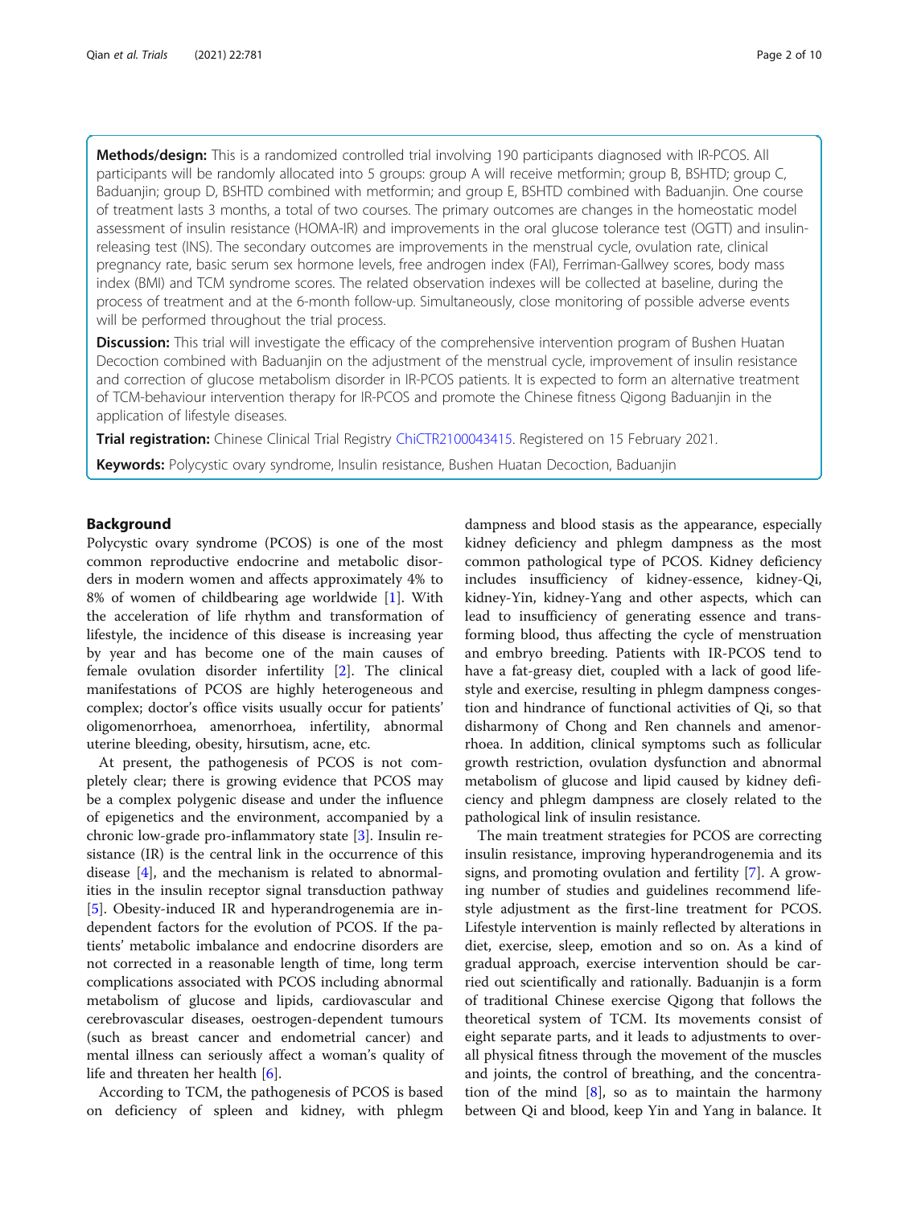**Methods/design:** This is a randomized controlled trial involving 190 participants diagnosed with IR-PCOS. All participants will be randomly allocated into 5 groups: group A will receive metformin; group B, BSHTD; group C, Baduanjin; group D, BSHTD combined with metformin; and group E, BSHTD combined with Baduanjin. One course of treatment lasts 3 months, a total of two courses. The primary outcomes are changes in the homeostatic model assessment of insulin resistance (HOMA-IR) and improvements in the oral glucose tolerance test (OGTT) and insulin-releasing test (INS). The secondary outcomes are improvements in the menstrual cycle, ovulation rate, clinical pregnancy rate, basic serum sex hormone levels, free androgen index (FAI), Ferriman-Gallwey scores, body mass index (BMI) and TCM syndrome scores. The related observation indexes will be collected at baseline, during the process of treatment and at the 6-month follow-up. Simultaneously, close monitoring of possible adverse events will be performed throughout the trial process.

**Discussion:** This trial will investigate the efficacy of the comprehensive intervention program of Bushen Huatan Decoction combined with Baduanjin on the adjustment of the menstrual cycle, improvement of insulin resistance and correction of glucose metabolism disorder in IR-PCOS patients. It is expected to form an alternative treatment of TCM-behaviour intervention therapy for IR-PCOS and promote the Chinese fitness Qigong Baduanjin in the application of lifestyle diseases.

**Trial registration:** Chinese Clinical Trial Registry ChiCTR2100043415. Registered on 15 February 2021.

**Keywords:** Polycystic ovary syndrome, Insulin resistance, Bushen Huatan Decoction, Baduanjin

## Background

Polycystic ovary syndrome (PCOS) is one of the most common reproductive endocrine and metabolic disorders in modern women and affects approximately 4% to 8% of women of childbearing age worldwide [1]. With the acceleration of life rhythm and transformation of lifestyle, the incidence of this disease is increasing year by year and has become one of the main causes of female ovulation disorder infertility [2]. The clinical manifestations of PCOS are highly heterogeneous and complex; doctor's office visits usually occur for patients' oligomenorrhoea, amenorrhoea, infertility, abnormal uterine bleeding, obesity, hirsutism, acne, etc.

At present, the pathogenesis of PCOS is not completely clear; there is growing evidence that PCOS may be a complex polygenic disease and under the influence of epigenetics and the environment, accompanied by a chronic low-grade pro-inflammatory state [3]. Insulin resistance (IR) is the central link in the occurrence of this disease [4], and the mechanism is related to abnormalities in the insulin receptor signal transduction pathway [5]. Obesity-induced IR and hyperandrogenemia are independent factors for the evolution of PCOS. If the patients' metabolic imbalance and endocrine disorders are not corrected in a reasonable length of time, long term complications associated with PCOS including abnormal metabolism of glucose and lipids, cardiovascular and cerebrovascular diseases, oestrogen-dependent tumours (such as breast cancer and endometrial cancer) and mental illness can seriously affect a woman's quality of life and threaten her health [6].

According to TCM, the pathogenesis of PCOS is based on deficiency of spleen and kidney, with phlegm dampness and blood stasis as the appearance, especially kidney deficiency and phlegm dampness as the most common pathological type of PCOS. Kidney deficiency includes insufficiency of kidney-essence, kidney-Qi, kidney-Yin, kidney-Yang and other aspects, which can lead to insufficiency of generating essence and transforming blood, thus affecting the cycle of menstruation and embryo breeding. Patients with IR-PCOS tend to have a fat-greasy diet, coupled with a lack of good lifestyle and exercise, resulting in phlegm dampness congestion and hindrance of functional activities of Qi, so that disharmony of Chong and Ren channels and amenorrhoea. In addition, clinical symptoms such as follicular growth restriction, ovulation dysfunction and abnormal metabolism of glucose and lipid caused by kidney deficiency and phlegm dampness are closely related to the pathological link of insulin resistance.

The main treatment strategies for PCOS are correcting insulin resistance, improving hyperandrogenemia and its signs, and promoting ovulation and fertility [7]. A growing number of studies and guidelines recommend lifestyle adjustment as the first-line treatment for PCOS. Lifestyle intervention is mainly reflected by alterations in diet, exercise, sleep, emotion and so on. As a kind of gradual approach, exercise intervention should be carried out scientifically and rationally. Baduanjin is a form of traditional Chinese exercise Qigong that follows the theoretical system of TCM. Its movements consist of eight separate parts, and it leads to adjustments to overall physical fitness through the movement of the muscles and joints, the control of breathing, and the concentration of the mind [8], so as to maintain the harmony between Qi and blood, keep Yin and Yang in balance. It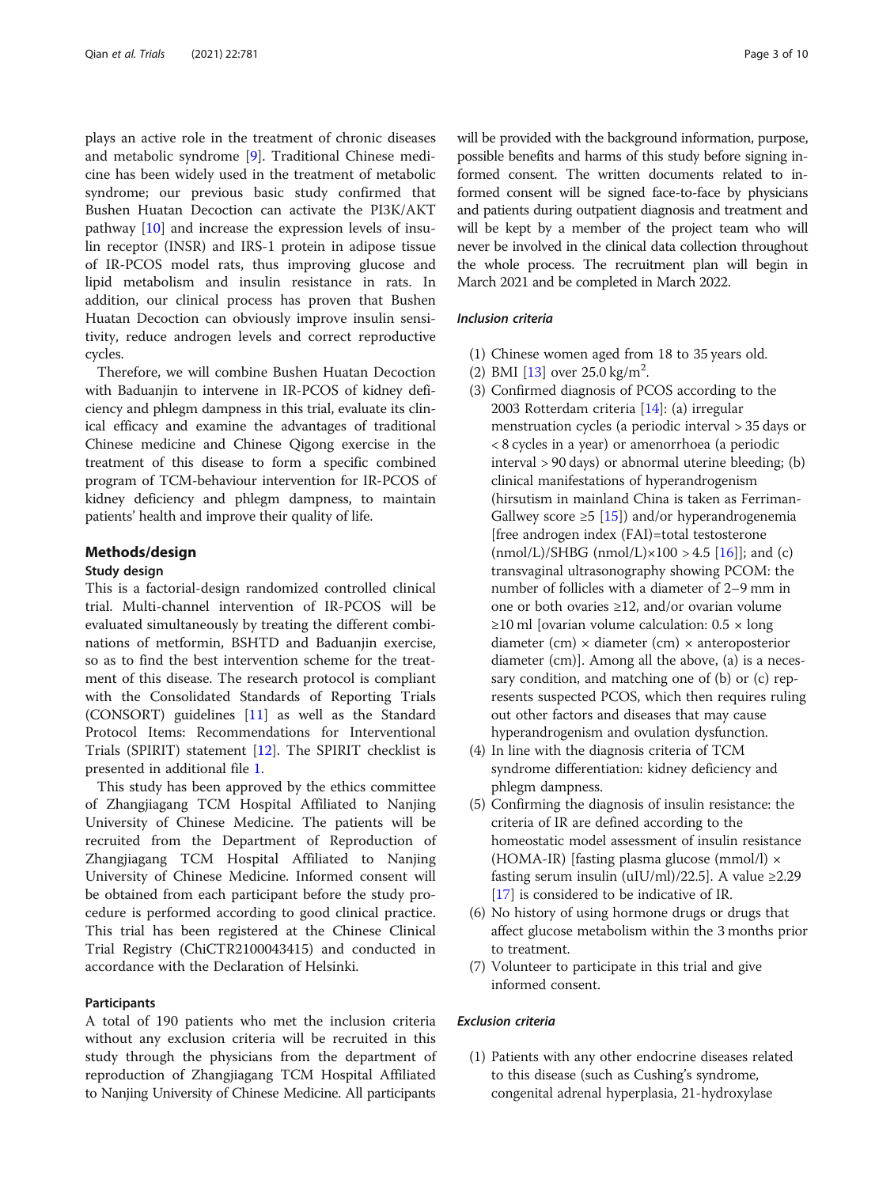plays an active role in the treatment of chronic diseases and metabolic syndrome [9]. Traditional Chinese medicine has been widely used in the treatment of metabolic syndrome; our previous basic study confirmed that Bushen Huatan Decoction can activate the PI3K/AKT pathway [10] and increase the expression levels of insulin receptor (INSR) and IRS-1 protein in adipose tissue of IR-PCOS model rats, thus improving glucose and lipid metabolism and insulin resistance in rats. In addition, our clinical process has proven that Bushen Huatan Decoction can obviously improve insulin sensitivity, reduce androgen levels and correct reproductive cycles.

Therefore, we will combine Bushen Huatan Decoction with Baduanjin to intervene in IR-PCOS of kidney deficiency and phlegm dampness in this trial, evaluate its clinical efficacy and examine the advantages of traditional Chinese medicine and Chinese Qigong exercise in the treatment of this disease to form a specific combined program of TCM-behaviour intervention for IR-PCOS of kidney deficiency and phlegm dampness, to maintain patients' health and improve their quality of life.

## Methods/design

### Study design

This is a factorial-design randomized controlled clinical trial. Multi-channel intervention of IR-PCOS will be evaluated simultaneously by treating the different combinations of metformin, BSHTD and Baduanjin exercise, so as to find the best intervention scheme for the treatment of this disease. The research protocol is compliant with the Consolidated Standards of Reporting Trials (CONSORT) guidelines [11] as well as the Standard Protocol Items: Recommendations for Interventional Trials (SPIRIT) statement [12]. The SPIRIT checklist is presented in additional file 1.

This study has been approved by the ethics committee of Zhangjiagang TCM Hospital Affiliated to Nanjing University of Chinese Medicine. The patients will be recruited from the Department of Reproduction of Zhangjiagang TCM Hospital Affiliated to Nanjing University of Chinese Medicine. Informed consent will be obtained from each participant before the study procedure is performed according to good clinical practice. This trial has been registered at the Chinese Clinical Trial Registry (ChiCTR2100043415) and conducted in accordance with the Declaration of Helsinki.

### Participants

A total of 190 patients who met the inclusion criteria without any exclusion criteria will be recruited in this study through the physicians from the department of reproduction of Zhangjiagang TCM Hospital Affiliated to Nanjing University of Chinese Medicine. All participants will be provided with the background information, purpose, possible benefits and harms of this study before signing informed consent. The written documents related to informed consent will be signed face-to-face by physicians and patients during outpatient diagnosis and treatment and will be kept by a member of the project team who will never be involved in the clinical data collection throughout the whole process. The recruitment plan will begin in March 2021 and be completed in March 2022.

#### *Inclusion criteria*

(1) Chinese women aged from 18 to 35 years old.
(2) BMI [13] over 25.0 kg/m$^2$.
(3) Confirmed diagnosis of PCOS according to the 2003 Rotterdam criteria [14]: (a) irregular menstruation cycles (a periodic interval > 35 days or < 8 cycles in a year) or amenorrhoea (a periodic interval > 90 days) or abnormal uterine bleeding; (b) clinical manifestations of hyperandrogenism (hirsutism in mainland China is taken as Ferriman-Gallwey score ≥5 [15]) and/or hyperandrogenemia [free androgen index (FAI)=total testosterone (nmol/L)/SHBG (nmol/L)×100 > 4.5 [16]]; and (c) transvaginal ultrasonography showing PCOM: the number of follicles with a diameter of 2–9 mm in one or both ovaries ≥12, and/or ovarian volume ≥10 ml [ovarian volume calculation: 0.5 × long diameter (cm) × diameter (cm) × anteroposterior diameter (cm)]. Among all the above, (a) is a necessary condition, and matching one of (b) or (c) represents suspected PCOS, which then requires ruling out other factors and diseases that may cause hyperandrogenism and ovulation dysfunction.
(4) In line with the diagnosis criteria of TCM syndrome differentiation: kidney deficiency and phlegm dampness.
(5) Confirming the diagnosis of insulin resistance: the criteria of IR are defined according to the homeostatic model assessment of insulin resistance (HOMA-IR) [fasting plasma glucose (mmol/l) × fasting serum insulin (uIU/ml)/22.5]. A value ≥2.29 [17] is considered to be indicative of IR.
(6) No history of using hormone drugs or drugs that affect glucose metabolism within the 3 months prior to treatment.
(7) Volunteer to participate in this trial and give informed consent.

#### *Exclusion criteria*

(1) Patients with any other endocrine diseases related to this disease (such as Cushing's syndrome, congenital adrenal hyperplasia, 21-hydroxylase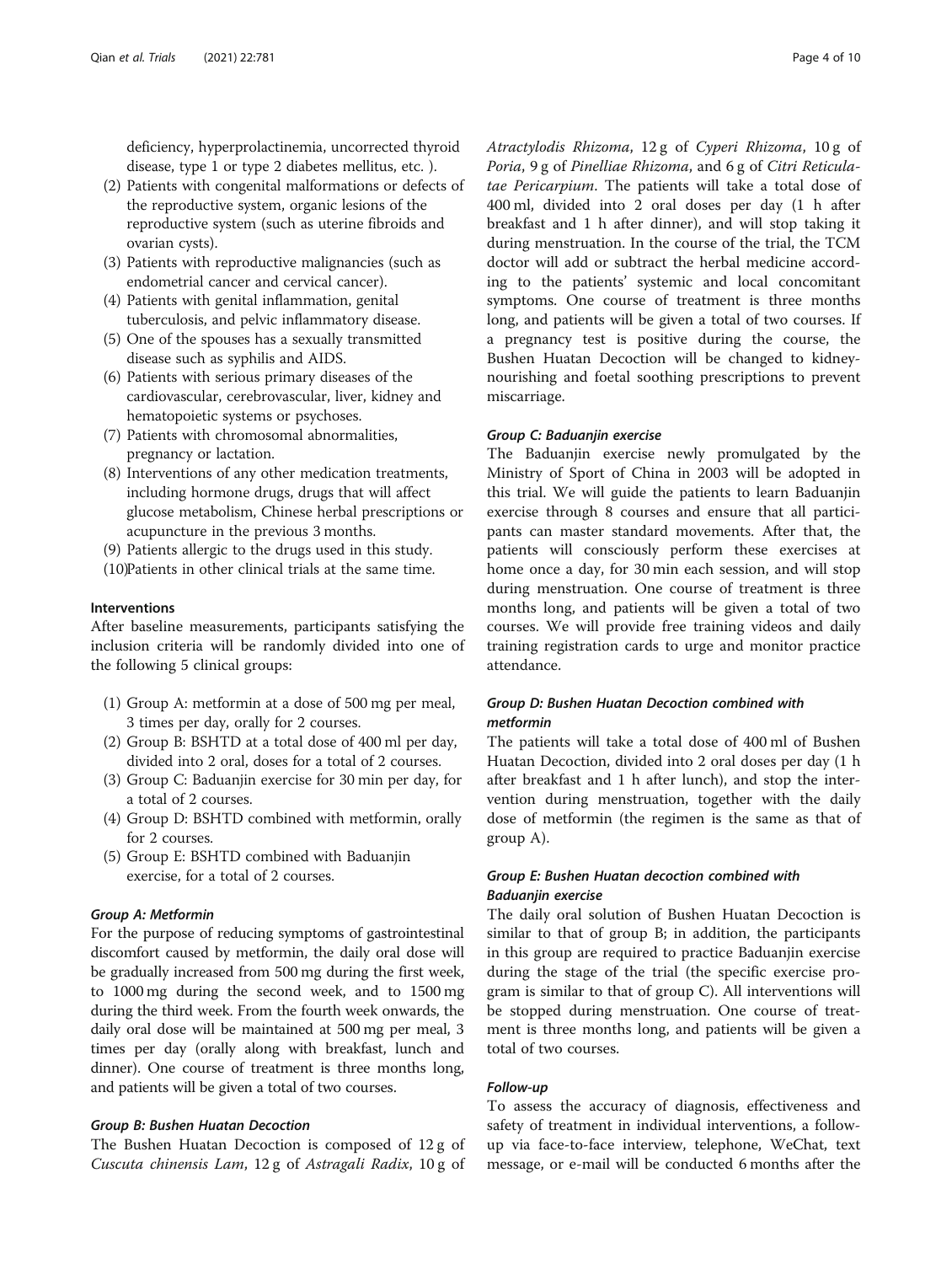deficiency, hyperprolactinemia, uncorrected thyroid disease, type 1 or type 2 diabetes mellitus, etc. ).

(2) Patients with congenital malformations or defects of the reproductive system, organic lesions of the reproductive system (such as uterine fibroids and ovarian cysts).
(3) Patients with reproductive malignancies (such as endometrial cancer and cervical cancer).
(4) Patients with genital inflammation, genital tuberculosis, and pelvic inflammatory disease.
(5) One of the spouses has a sexually transmitted disease such as syphilis and AIDS.
(6) Patients with serious primary diseases of the cardiovascular, cerebrovascular, liver, kidney and hematopoietic systems or psychoses.
(7) Patients with chromosomal abnormalities, pregnancy or lactation.
(8) Interventions of any other medication treatments, including hormone drugs, drugs that will affect glucose metabolism, Chinese herbal prescriptions or acupuncture in the previous 3 months.
(9) Patients allergic to the drugs used in this study.
(10)Patients in other clinical trials at the same time.

### Interventions

After baseline measurements, participants satisfying the inclusion criteria will be randomly divided into one of the following 5 clinical groups:

(1) Group A: metformin at a dose of 500 mg per meal, 3 times per day, orally for 2 courses.
(2) Group B: BSHTD at a total dose of 400 ml per day, divided into 2 oral, doses for a total of 2 courses.
(3) Group C: Baduanjin exercise for 30 min per day, for a total of 2 courses.
(4) Group D: BSHTD combined with metformin, orally for 2 courses.
(5) Group E: BSHTD combined with Baduanjin exercise, for a total of 2 courses.

#### *Group A: Metformin*

For the purpose of reducing symptoms of gastrointestinal discomfort caused by metformin, the daily oral dose will be gradually increased from 500 mg during the first week, to 1000 mg during the second week, and to 1500 mg during the third week. From the fourth week onwards, the daily oral dose will be maintained at 500 mg per meal, 3 times per day (orally along with breakfast, lunch and dinner). One course of treatment is three months long, and patients will be given a total of two courses.

#### *Group B: Bushen Huatan Decoction*

The Bushen Huatan Decoction is composed of 12 g of *Cuscuta chinensis Lam*, 12 g of *Astragali Radix*, 10 g of *Atractylodis Rhizoma*, 12 g of *Cyperi Rhizoma*, 10 g of *Poria*, 9 g of *Pinelliae Rhizoma*, and 6 g of *Citri Reticulatae Pericarpium*. The patients will take a total dose of 400 ml, divided into 2 oral doses per day (1 h after breakfast and 1 h after dinner), and will stop taking it during menstruation. In the course of the trial, the TCM doctor will add or subtract the herbal medicine according to the patients' systemic and local concomitant symptoms. One course of treatment is three months long, and patients will be given a total of two courses. If a pregnancy test is positive during the course, the Bushen Huatan Decoction will be changed to kidney-nourishing and foetal soothing prescriptions to prevent miscarriage.

#### *Group C: Baduanjin exercise*

The Baduanjin exercise newly promulgated by the Ministry of Sport of China in 2003 will be adopted in this trial. We will guide the patients to learn Baduanjin exercise through 8 courses and ensure that all participants can master standard movements. After that, the patients will consciously perform these exercises at home once a day, for 30 min each session, and will stop during menstruation. One course of treatment is three months long, and patients will be given a total of two courses. We will provide free training videos and daily training registration cards to urge and monitor practice attendance.

#### *Group D: Bushen Huatan Decoction combined with metformin*

The patients will take a total dose of 400 ml of Bushen Huatan Decoction, divided into 2 oral doses per day (1 h after breakfast and 1 h after lunch), and stop the intervention during menstruation, together with the daily dose of metformin (the regimen is the same as that of group A).

#### *Group E: Bushen Huatan decoction combined with Baduanjin exercise*

The daily oral solution of Bushen Huatan Decoction is similar to that of group B; in addition, the participants in this group are required to practice Baduanjin exercise during the stage of the trial (the specific exercise program is similar to that of group C). All interventions will be stopped during menstruation. One course of treatment is three months long, and patients will be given a total of two courses.

#### *Follow-up*

To assess the accuracy of diagnosis, effectiveness and safety of treatment in individual interventions, a follow-up via face-to-face interview, telephone, WeChat, text message, or e-mail will be conducted 6 months after the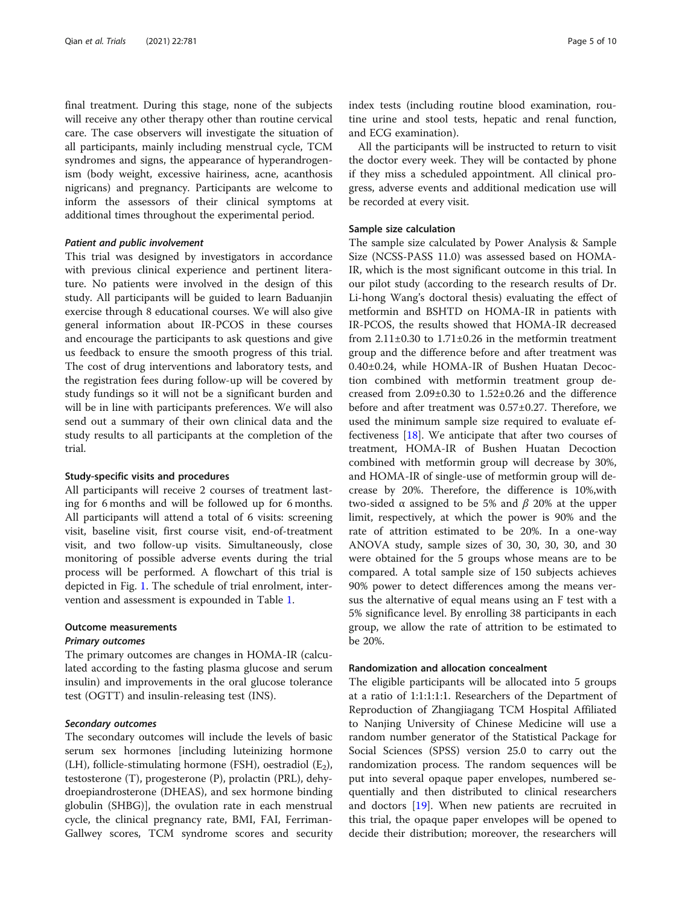final treatment. During this stage, none of the subjects will receive any other therapy other than routine cervical care. The case observers will investigate the situation of all participants, mainly including menstrual cycle, TCM syndromes and signs, the appearance of hyperandrogenism (body weight, excessive hairiness, acne, acanthosis nigricans) and pregnancy. Participants are welcome to inform the assessors of their clinical symptoms at additional times throughout the experimental period.

#### *Patient and public involvement*

This trial was designed by investigators in accordance with previous clinical experience and pertinent literature. No patients were involved in the design of this study. All participants will be guided to learn Baduanjin exercise through 8 educational courses. We will also give general information about IR-PCOS in these courses and encourage the participants to ask questions and give us feedback to ensure the smooth progress of this trial. The cost of drug interventions and laboratory tests, and the registration fees during follow-up will be covered by study fundings so it will not be a significant burden and will be in line with participants preferences. We will also send out a summary of their own clinical data and the study results to all participants at the completion of the trial.

### Study-specific visits and procedures

All participants will receive 2 courses of treatment lasting for 6 months and will be followed up for 6 months. All participants will attend a total of 6 visits: screening visit, baseline visit, first course visit, end-of-treatment visit, and two follow-up visits. Simultaneously, close monitoring of possible adverse events during the trial process will be performed. A flowchart of this trial is depicted in Fig. 1. The schedule of trial enrolment, intervention and assessment is expounded in Table 1.

### Outcome measurements

#### *Primary outcomes*

The primary outcomes are changes in HOMA-IR (calculated according to the fasting plasma glucose and serum insulin) and improvements in the oral glucose tolerance test (OGTT) and insulin-releasing test (INS).

#### *Secondary outcomes*

The secondary outcomes will include the levels of basic serum sex hormones [including luteinizing hormone (LH), follicle-stimulating hormone (FSH), oestradiol ($E_2$), testosterone (T), progesterone (P), prolactin (PRL), dehydroepiandrosterone (DHEAS), and sex hormone binding globulin (SHBG)], the ovulation rate in each menstrual cycle, the clinical pregnancy rate, BMI, FAI, Ferriman-Gallwey scores, TCM syndrome scores and security index tests (including routine blood examination, routine urine and stool tests, hepatic and renal function, and ECG examination).

All the participants will be instructed to return to visit the doctor every week. They will be contacted by phone if they miss a scheduled appointment. All clinical progress, adverse events and additional medication use will be recorded at every visit.

### Sample size calculation

The sample size calculated by Power Analysis & Sample Size (NCSS-PASS 11.0) was assessed based on HOMA-IR, which is the most significant outcome in this trial. In our pilot study (according to the research results of Dr. Li-hong Wang's doctoral thesis) evaluating the effect of metformin and BSHTD on HOMA-IR in patients with IR-PCOS, the results showed that HOMA-IR decreased from $2.11 \pm 0.30$ to $1.71 \pm 0.26$ in the metformin treatment group and the difference before and after treatment was $0.40 \pm 0.24$, while HOMA-IR of Bushen Huatan Decoction combined with metformin treatment group decreased from $2.09 \pm 0.30$ to $1.52 \pm 0.26$ and the difference before and after treatment was $0.57 \pm 0.27$. Therefore, we used the minimum sample size required to evaluate effectiveness [18]. We anticipate that after two courses of treatment, HOMA-IR of Bushen Huatan Decoction combined with metformin group will decrease by 30%, and HOMA-IR of single-use of metformin group will decrease by 20%. Therefore, the difference is 10%,with two-sided $\alpha$ assigned to be 5% and $\beta$ 20% at the upper limit, respectively, at which the power is 90% and the rate of attrition estimated to be 20%. In a one-way ANOVA study, sample sizes of 30, 30, 30, 30, and 30 were obtained for the 5 groups whose means are to be compared. A total sample size of 150 subjects achieves 90% power to detect differences among the means versus the alternative of equal means using an F test with a 5% significance level. By enrolling 38 participants in each group, we allow the rate of attrition to be estimated to be 20%.

### Randomization and allocation concealment

The eligible participants will be allocated into 5 groups at a ratio of 1:1:1:1:1. Researchers of the Department of Reproduction of Zhangjiagang TCM Hospital Affiliated to Nanjing University of Chinese Medicine will use a random number generator of the Statistical Package for Social Sciences (SPSS) version 25.0 to carry out the randomization process. The random sequences will be put into several opaque paper envelopes, numbered sequentially and then distributed to clinical researchers and doctors [19]. When new patients are recruited in this trial, the opaque paper envelopes will be opened to decide their distribution; moreover, the researchers will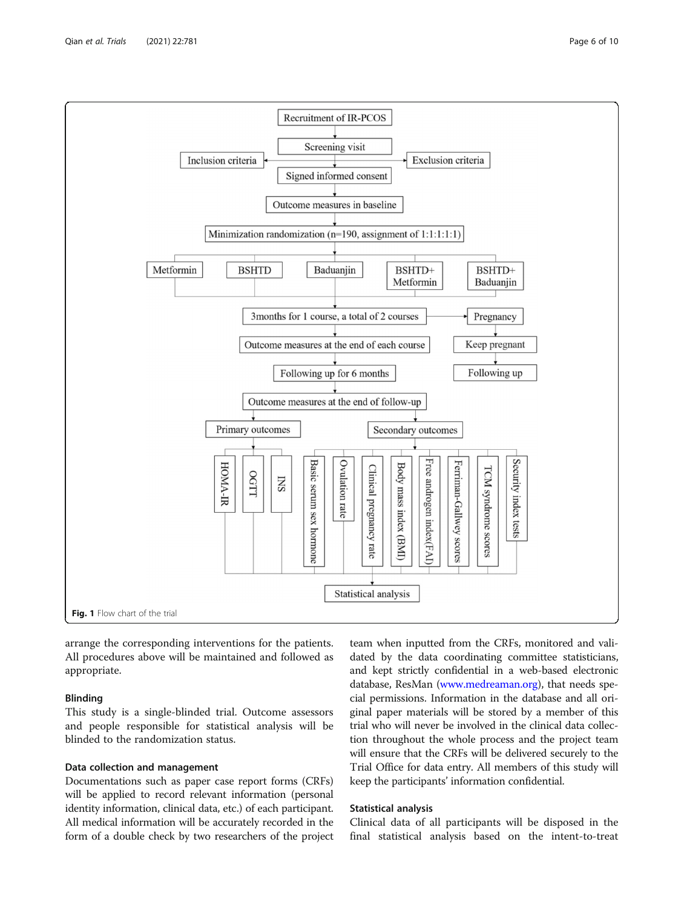Fig. 1 Flow chart of the trial

arrange the corresponding interventions for the patients. All procedures above will be maintained and followed as appropriate.

### Blinding

This study is a single-blinded trial. Outcome assessors and people responsible for statistical analysis will be blinded to the randomization status.

### Data collection and management

Documentations such as paper case report forms (CRFs) will be applied to record relevant information (personal identity information, clinical data, etc.) of each participant. All medical information will be accurately recorded in the form of a double check by two researchers of the project team when inputted from the CRFs, monitored and validated by the data coordinating committee statisticians, and kept strictly confidential in a web-based electronic database, ResMan (www.medreaman.org), that needs special permissions. Information in the database and all original paper materials will be stored by a member of this trial who will never be involved in the clinical data collection throughout the whole process and the project team will ensure that the CRFs will be delivered securely to the Trial Office for data entry. All members of this study will keep the participants' information confidential.

### Statistical analysis

Clinical data of all participants will be disposed in the final statistical analysis based on the intent-to-treat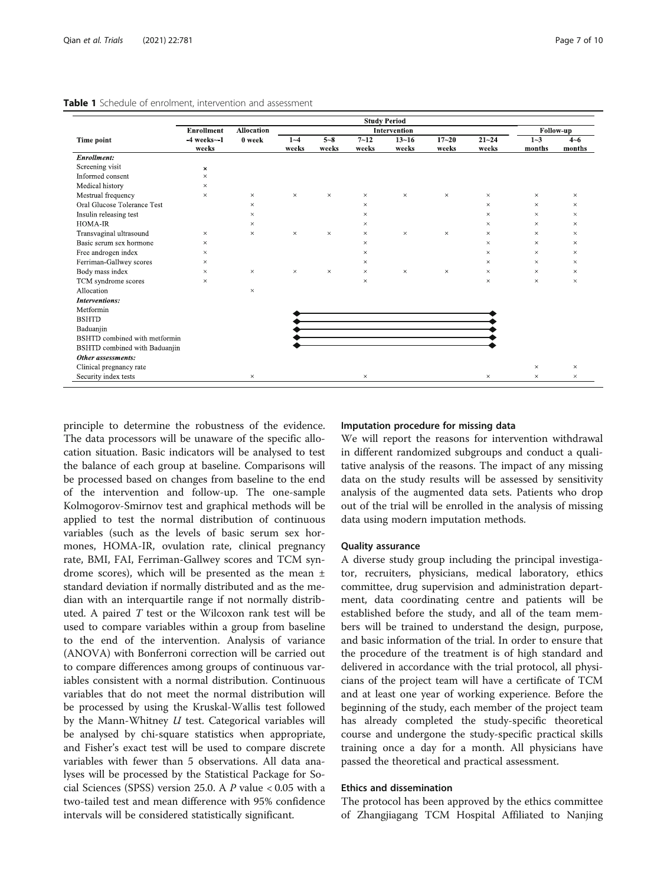**Table 1** Schedule of enrolment, intervention and assessment

| | Study Period | | | | | | | | | |
|---|---|---|---|---|---|---|---|---|---|---|
| | **Enrollment** | **Allocation** | **Intervention** | | | | | | **Follow-up** | |
| **Time point** | **-4 weeks~-1 weeks** | **0 week** | **1~4 weeks** | **5~8 weeks** | **7~12 weeks** | **13~16 weeks** | **17~20 weeks** | **21~24 weeks** | **1~3 months** | **4~6 months** |
| ***Enrollment:*** | | | | | | | | | | |
| Screening visit | × | | | | | | | | | |
| Informed consent | × | | | | | | | | | |
| Medical history | × | | | | | | | | | |
| Mestrual frequency | × | × | × | × | × | × | × | × | × | × |
| Oral Glucose Tolerance Test | | × | | | × | | | × | × | × |
| Insulin releasing test | | × | | | × | | | × | × | × |
| HOMA-IR | | × | | | × | | | × | × | × |
| Transvaginal ultrasound | × | × | × | × | × | × | × | × | × | × |
| Basic serum sex hormone | × | | | | × | | | × | × | × |
| Free androgen index | × | | | | × | | | × | × | × |
| Ferriman-Gallwey scores | × | | | | × | | | × | × | × |
| Body mass index | × | × | × | × | × | × | × | × | × | × |
| TCM syndrome scores | × | | | | × | | | × | × | × |
| Allocation | | × | | | | | | | | |
| ***Interventions:*** | | | | | | | | | | |
| Metformin | | | ◆ | — | — | — | — | ◆ | | |
| BSHTD | | | ◆ | — | — | — | — | ◆ | | |
| Baduanjin | | | ◆ | — | — | — | — | ◆ | | |
| BSHTD combined with metformin | | | ◆ | — | — | — | — | ◆ | | |
| BSHTD combined with Baduanjin | | | ◆ | — | — | — | — | ◆ | | |
| ***Other assessments:*** | | | | | | | | | | |
| Clinical pregnancy rate | | | | | | | | | × | × |
| Security index tests | | × | | | × | | | × | × | × |

principle to determine the robustness of the evidence. The data processors will be unaware of the specific allocation situation. Basic indicators will be analysed to test the balance of each group at baseline. Comparisons will be processed based on changes from baseline to the end of the intervention and follow-up. The one-sample Kolmogorov-Smirnov test and graphical methods will be applied to test the normal distribution of continuous variables (such as the levels of basic serum sex hormones, HOMA-IR, ovulation rate, clinical pregnancy rate, BMI, FAI, Ferriman-Gallwey scores and TCM syndrome scores), which will be presented as the mean ± standard deviation if normally distributed and as the median with an interquartile range if not normally distributed. A paired *T* test or the Wilcoxon rank test will be used to compare variables within a group from baseline to the end of the intervention. Analysis of variance (ANOVA) with Bonferroni correction will be carried out to compare differences among groups of continuous variables consistent with a normal distribution. Continuous variables that do not meet the normal distribution will be processed by using the Kruskal-Wallis test followed by the Mann-Whitney *U* test. Categorical variables will be analysed by chi-square statistics when appropriate, and Fisher's exact test will be used to compare discrete variables with fewer than 5 observations. All data analyses will be processed by the Statistical Package for Social Sciences (SPSS) version 25.0. A $P$ value $< 0.05$ with a two-tailed test and mean difference with 95% confidence intervals will be considered statistically significant.

### Imputation procedure for missing data

We will report the reasons for intervention withdrawal in different randomized subgroups and conduct a qualitative analysis of the reasons. The impact of any missing data on the study results will be assessed by sensitivity analysis of the augmented data sets. Patients who drop out of the trial will be enrolled in the analysis of missing data using modern imputation methods.

### Quality assurance

A diverse study group including the principal investigator, recruiters, physicians, medical laboratory, ethics committee, drug supervision and administration department, data coordinating centre and patients will be established before the study, and all of the team members will be trained to understand the design, purpose, and basic information of the trial. In order to ensure that the procedure of the treatment is of high standard and delivered in accordance with the trial protocol, all physicians of the project team will have a certificate of TCM and at least one year of working experience. Before the beginning of the study, each member of the project team has already completed the study-specific theoretical course and undergone the study-specific practical skills training once a day for a month. All physicians have passed the theoretical and practical assessment.

## Ethics and dissemination

The protocol has been approved by the ethics committee of Zhangjiagang TCM Hospital Affiliated to Nanjing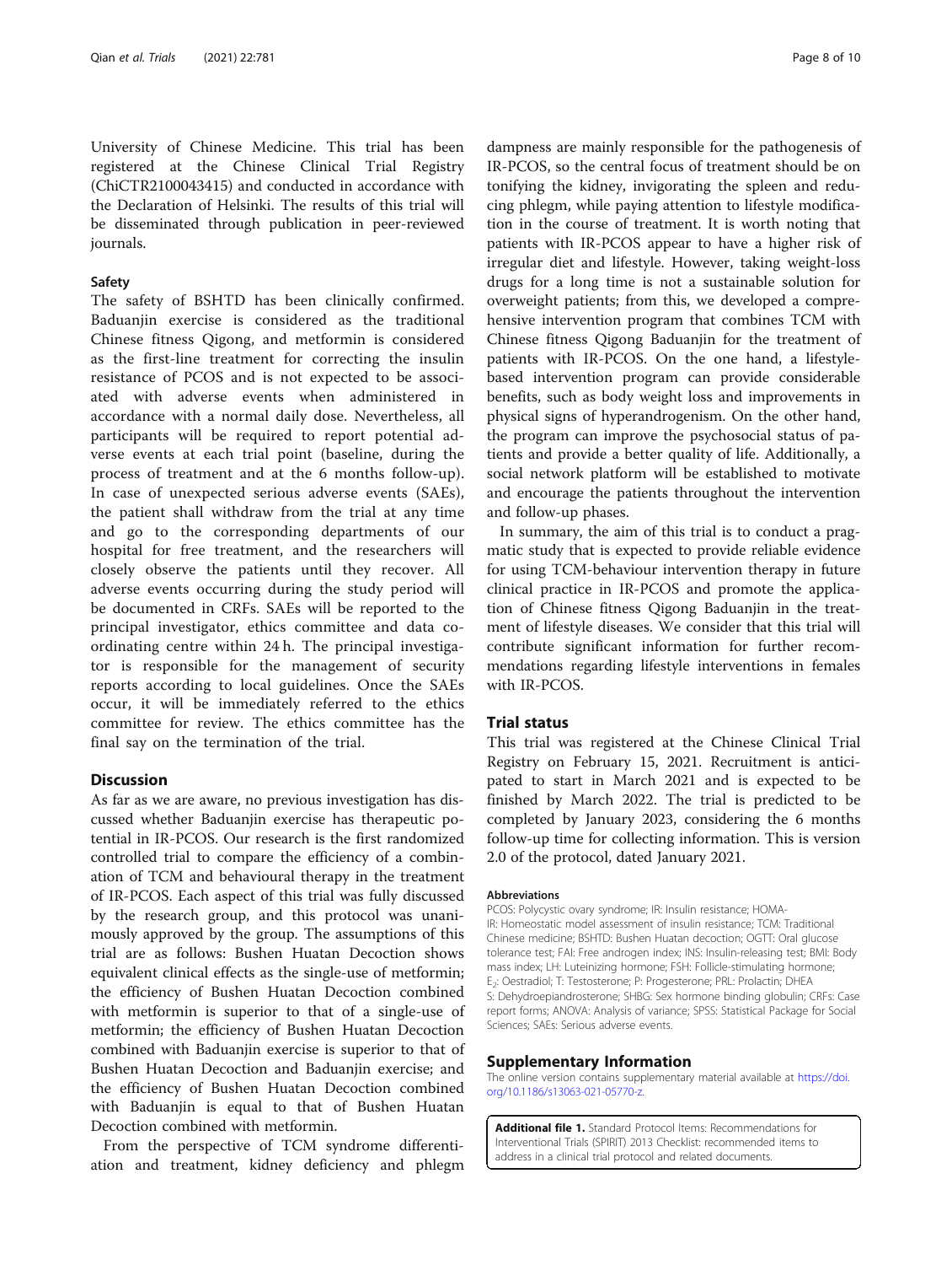University of Chinese Medicine. This trial has been registered at the Chinese Clinical Trial Registry (ChiCTR2100043415) and conducted in accordance with the Declaration of Helsinki. The results of this trial will be disseminated through publication in peer-reviewed journals.

### Safety

The safety of BSHTD has been clinically confirmed. Baduanjin exercise is considered as the traditional Chinese fitness Qigong, and metformin is considered as the first-line treatment for correcting the insulin resistance of PCOS and is not expected to be associated with adverse events when administered in accordance with a normal daily dose. Nevertheless, all participants will be required to report potential adverse events at each trial point (baseline, during the process of treatment and at the 6 months follow-up). In case of unexpected serious adverse events (SAEs), the patient shall withdraw from the trial at any time and go to the corresponding departments of our hospital for free treatment, and the researchers will closely observe the patients until they recover. All adverse events occurring during the study period will be documented in CRFs. SAEs will be reported to the principal investigator, ethics committee and data coordinating centre within 24 h. The principal investigator is responsible for the management of security reports according to local guidelines. Once the SAEs occur, it will be immediately referred to the ethics committee for review. The ethics committee has the final say on the termination of the trial.

## Discussion

As far as we are aware, no previous investigation has discussed whether Baduanjin exercise has therapeutic potential in IR-PCOS. Our research is the first randomized controlled trial to compare the efficiency of a combination of TCM and behavioural therapy in the treatment of IR-PCOS. Each aspect of this trial was fully discussed by the research group, and this protocol was unanimously approved by the group. The assumptions of this trial are as follows: Bushen Huatan Decoction shows equivalent clinical effects as the single-use of metformin; the efficiency of Bushen Huatan Decoction combined with metformin is superior to that of a single-use of metformin; the efficiency of Bushen Huatan Decoction combined with Baduanjin exercise is superior to that of Bushen Huatan Decoction and Baduanjin exercise; and the efficiency of Bushen Huatan Decoction combined with Baduanjin is equal to that of Bushen Huatan Decoction combined with metformin.

From the perspective of TCM syndrome differentiation and treatment, kidney deficiency and phlegm dampness are mainly responsible for the pathogenesis of IR-PCOS, so the central focus of treatment should be on tonifying the kidney, invigorating the spleen and reducing phlegm, while paying attention to lifestyle modification in the course of treatment. It is worth noting that patients with IR-PCOS appear to have a higher risk of irregular diet and lifestyle. However, taking weight-loss drugs for a long time is not a sustainable solution for overweight patients; from this, we developed a comprehensive intervention program that combines TCM with Chinese fitness Qigong Baduanjin for the treatment of patients with IR-PCOS. On the one hand, a lifestyle-based intervention program can provide considerable benefits, such as body weight loss and improvements in physical signs of hyperandrogenism. On the other hand, the program can improve the psychosocial status of patients and provide a better quality of life. Additionally, a social network platform will be established to motivate and encourage the patients throughout the intervention and follow-up phases.

In summary, the aim of this trial is to conduct a pragmatic study that is expected to provide reliable evidence for using TCM-behaviour intervention therapy in future clinical practice in IR-PCOS and promote the application of Chinese fitness Qigong Baduanjin in the treatment of lifestyle diseases. We consider that this trial will contribute significant information for further recommendations regarding lifestyle interventions in females with IR-PCOS.

## Trial status

This trial was registered at the Chinese Clinical Trial Registry on February 15, 2021. Recruitment is anticipated to start in March 2021 and is expected to be finished by March 2022. The trial is predicted to be completed by January 2023, considering the 6 months follow-up time for collecting information. This is version 2.0 of the protocol, dated January 2021.

#### Abbreviations

PCOS: Polycystic ovary syndrome; IR: Insulin resistance; HOMA-IR: Homeostatic model assessment of insulin resistance; TCM: Traditional Chinese medicine; BSHTD: Bushen Huatan decoction; OGTT: Oral glucose tolerance test; FAI: Free androgen index; INS: Insulin-releasing test; BMI: Body mass index; LH: Luteinizing hormone; FSH: Follicle-stimulating hormone; $E_2$: Oestradiol; T: Testosterone; P: Progesterone; PRL: Prolactin; DHEA S: Dehydroepiandrosterone; SHBG: Sex hormone binding globulin; CRFs: Case report forms; ANOVA: Analysis of variance; SPSS: Statistical Package for Social Sciences; SAEs: Serious adverse events.

## Supplementary Information

The online version contains supplementary material available at https://doi.org/10.1186/s13063-021-05770-z.

**Additional file 1.** Standard Protocol Items: Recommendations for Interventional Trials (SPIRIT) 2013 Checklist: recommended items to address in a clinical trial protocol and related documents.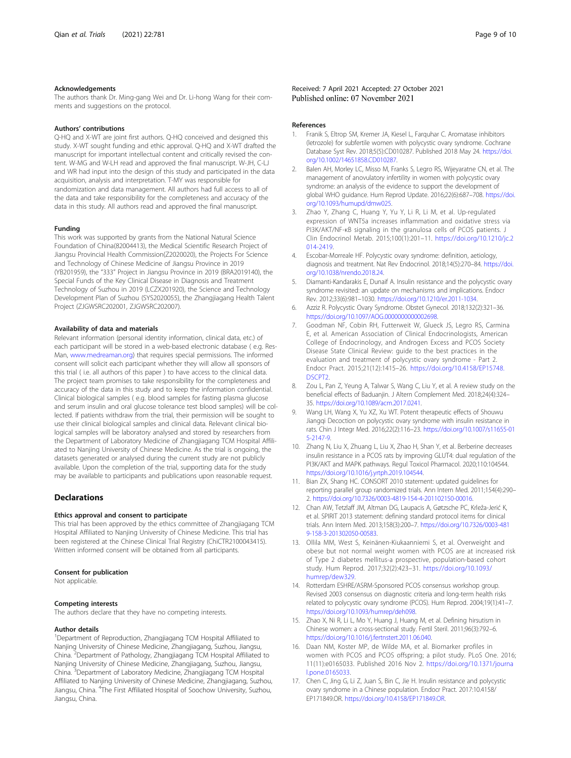### Acknowledgements

The authors thank Dr. Ming-gang Wei and Dr. Li-hong Wang for their comments and suggestions on the protocol.

### Authors' contributions

Q-HQ and X-WT are joint first authors. Q-HQ conceived and designed this study. X-WT sought funding and ethic approval. Q-HQ and X-WT drafted the manuscript for important intellectual content and critically revised the content. W-MG and W-LH read and approved the final manuscript. W-JH, C-LJ and WR had input into the design of this study and participated in the data acquisition, analysis and interpretation. T-MY was responsible for randomization and data management. All authors had full access to all of the data and take responsibility for the completeness and accuracy of the data in this study. All authors read and approved the final manuscript.

### Funding

This work was supported by grants from the National Natural Science Foundation of China(82004413), the Medical Scientific Research Project of Jiangsu Provincial Health Commission(Z2020020), the Projects For Science and Technology of Chinese Medicine of Jiangsu Province in 2019 (YB201959), the "333" Project in Jiangsu Province in 2019 (BRA2019140), the Special Funds of the Key Clinical Disease in Diagnosis and Treatment Technology of Suzhou in 2019 (LCZX201920), the Science and Technology Development Plan of Suzhou (SYS2020055), the Zhangjiagang Health Talent Project (ZJGWSRC202001, ZJGWSRC202007).

### Availability of data and materials

Relevant information (personal identity information, clinical data, etc.) of each participant will be stored in a web-based electronic database ( e.g. Res-Man, www.medreaman.org) that requires special permissions. The informed consent will solicit each participant whether they will allow all sponsors of this trial ( i.e. all authors of this paper ) to have access to the clinical data. The project team promises to take responsibility for the completeness and accuracy of the data in this study and to keep the information confidential. Clinical biological samples ( e.g. blood samples for fasting plasma glucose and serum insulin and oral glucose tolerance test blood samples) will be collected. If patients withdraw from the trial, their permission will be sought to use their clinical biological samples and clinical data. Relevant clinical biological samples will be laboratory analysed and stored by researchers from the Department of Laboratory Medicine of Zhangjiagang TCM Hospital Affiliated to Nanjing University of Chinese Medicine. As the trial is ongoing, the datasets generated or analysed during the current study are not publicly available. Upon the completion of the trial, supporting data for the study may be available to participants and publications upon reasonable request.

## Declarations

### Ethics approval and consent to participate

This trial has been approved by the ethics committee of Zhangjiagang TCM Hospital Affiliated to Nanjing University of Chinese Medicine. This trial has been registered at the Chinese Clinical Trial Registry (ChiCTR2100043415). Written informed consent will be obtained from all participants.

### Consent for publication

Not applicable.

### Competing interests

The authors declare that they have no competing interests.

### Author details

[1]Department of Reproduction, Zhangjiagang TCM Hospital Affiliated to Nanjing University of Chinese Medicine, Zhangjiagang, Suzhou, Jiangsu, China. [2]Department of Pathology, Zhangjiagang TCM Hospital Affiliated to Nanjing University of Chinese Medicine, Zhangjiagang, Suzhou, Jiangsu, China. [3]Department of Laboratory Medicine, Zhangjiagang TCM Hospital Affiliated to Nanjing University of Chinese Medicine, Zhangjiagang, Suzhou, Jiangsu, China. [4]The First Affiliated Hospital of Soochow University, Suzhou, Jiangsu, China.

Received: 7 April 2021 Accepted: 27 October 2021
Published online: 07 November 2021

### References

1. Franik S, Eltrop SM, Kremer JA, Kiesel L, Farquhar C. Aromatase inhibitors (letrozole) for subfertile women with polycystic ovary syndrome. Cochrane Database Syst Rev. 2018;5(5):CD010287. Published 2018 May 24. https://doi.org/10.1002/14651858.CD010287.
2. Balen AH, Morley LC, Misso M, Franks S, Legro RS, Wijeyaratne CN, et al. The management of anovulatory infertility in women with polycystic ovary syndrome: an analysis of the evidence to support the development of global WHO guidance. Hum Reprod Update. 2016;22(6):687–708. https://doi.org/10.1093/humupd/dmw025.
3. Zhao Y, Zhang C, Huang Y, Yu Y, Li R, Li M, et al. Up-regulated expression of WNT5a increases inflammation and oxidative stress via PI3K/AKT/NF-κB signaling in the granulosa cells of PCOS patients. J Clin Endocrinol Metab. 2015;100(1):201–11. https://doi.org/10.1210/jc.2014-2419.
4. Escobar-Morreale HF. Polycystic ovary syndrome: definition, aetiology, diagnosis and treatment. Nat Rev Endocrinol. 2018;14(5):270–84. https://doi.org/10.1038/nrendo.2018.24.
5. Diamanti-Kandarakis E, Dunaif A. Insulin resistance and the polycystic ovary syndrome revisited: an update on mechanisms and implications. Endocr Rev. 2012;33(6):981–1030. https://doi.org/10.1210/er.2011-1034.
6. Azziz R. Polycystic Ovary Syndrome. Obstet Gynecol. 2018;132(2):321–36. https://doi.org/10.1097/AOG.0000000000002698.
7. Goodman NF, Cobin RH, Futterweit W, Glueck JS, Legro RS, Carmina E, et al. American Association of Clinical Endocrinologists, American College of Endocrinology, and Androgen Excess and PCOS Society Disease State Clinical Review: guide to the best practices in the evaluation and treatment of polycystic ovary syndrome - Part 2. Endocr Pract. 2015;21(12):1415–26. https://doi.org/10.4158/EP15748.DSCPT2.
8. Zou L, Pan Z, Yeung A, Talwar S, Wang C, Liu Y, et al. A review study on the beneficial effects of Baduanjin. J Altern Complement Med. 2018;24(4):324–35. https://doi.org/10.1089/acm.2017.0241.
9. Wang LH, Wang X, Yu XZ, Xu WT. Potent therapeutic effects of Shouwu Jiangqi Decoction on polycystic ovary syndrome with insulin resistance in rats. Chin J Integr Med. 2016;22(2):116–23. https://doi.org/10.1007/s11655-015-2147-9.
10. Zhang N, Liu X, Zhuang L, Liu X, Zhao H, Shan Y, et al. Berberine decreases insulin resistance in a PCOS rats by improving GLUT4: dual regulation of the PI3K/AKT and MAPK pathways. Regul Toxicol Pharmacol. 2020;110:104544. https://doi.org/10.1016/j.yrtph.2019.104544.
11. Bian ZX, Shang HC. CONSORT 2010 statement: updated guidelines for reporting parallel group randomized trials. Ann Intern Med. 2011;154(4):290–2. https://doi.org/10.7326/0003-4819-154-4-201102150-00016.
12. Chan AW, Tetzlaff JM, Altman DG, Laupacis A, Gøtzsche PC, Krleža-Jerić K, et al. SPIRIT 2013 statement: defining standard protocol items for clinical trials. Ann Intern Med. 2013;158(3):200–7. https://doi.org/10.7326/0003-4819-158-3-201302050-00583.
13. Ollila MM, West S, Keinänen-Kiukaanniemi S, et al. Overweight and obese but not normal weight women with PCOS are at increased risk of Type 2 diabetes mellitus-a prospective, population-based cohort study. Hum Reprod. 2017;32(2):423–31. https://doi.org/10.1093/humrep/dew329.
14. Rotterdam ESHRE/ASRM-Sponsored PCOS consensus workshop group. Revised 2003 consensus on diagnostic criteria and long-term health risks related to polycystic ovary syndrome (PCOS). Hum Reprod. 2004;19(1):41–7. https://doi.org/10.1093/humrep/deh098.
15. Zhao X, Ni R, Li L, Mo Y, Huang J, Huang M, et al. Defining hirsutism in Chinese women: a cross-sectional study. Fertil Steril. 2011;96(3):792–6. https://doi.org/10.1016/j.fertnstert.2011.06.040.
16. Daan NM, Koster MP, de Wilde MA, et al. Biomarker profiles in women with PCOS and PCOS offspring; a pilot study. PLoS One. 2016;11(11):e0165033. Published 2016 Nov 2. https://doi.org/10.1371/journal.pone.0165033.
17. Chen C, Jing G, Li Z, Juan S, Bin C, Jie H. Insulin resistance and polycystic ovary syndrome in a Chinese population. Endocr Pract. 2017:10.4158/EP171849.OR. https://doi.org/10.4158/EP171849.OR.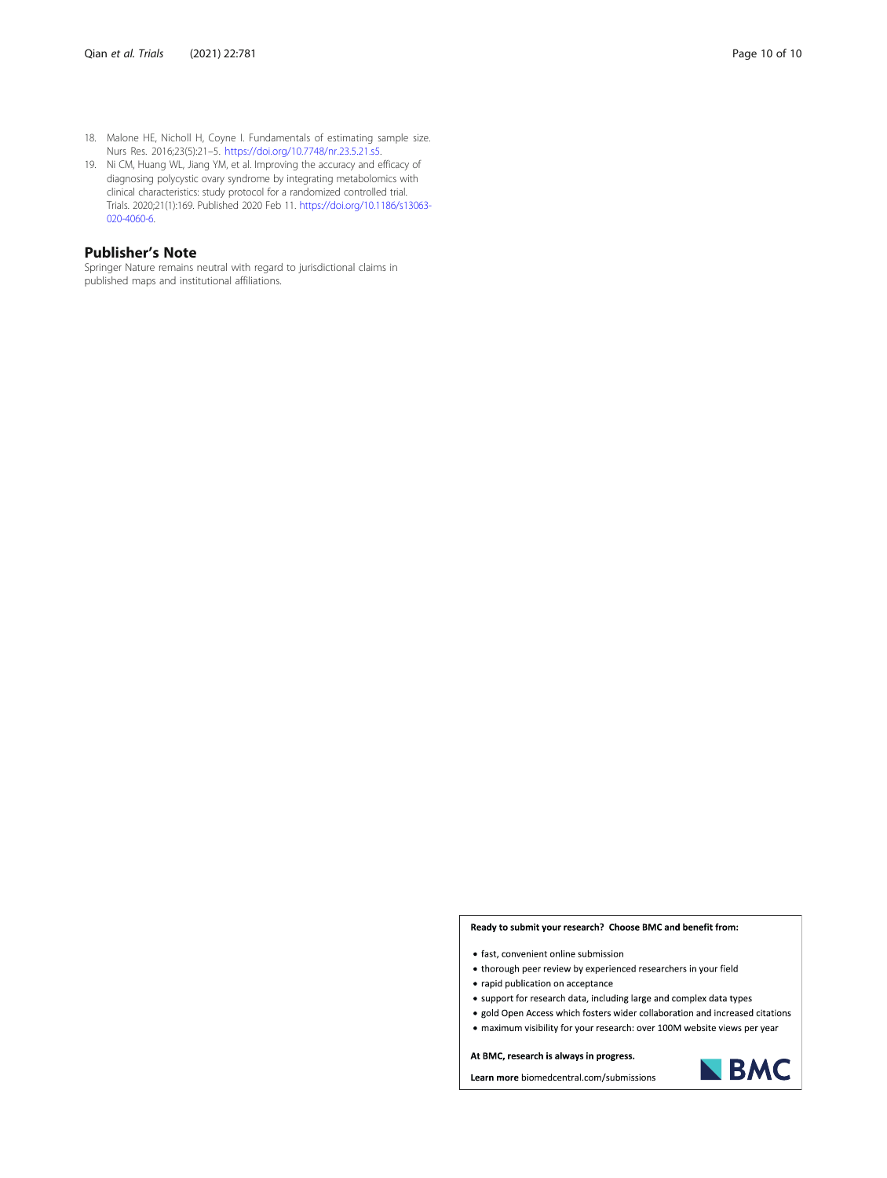18. Malone HE, Nicholl H, Coyne I. Fundamentals of estimating sample size. Nurs Res. 2016;23(5):21–5. https://doi.org/10.7748/nr.23.5.21.s5.
19. Ni CM, Huang WL, Jiang YM, et al. Improving the accuracy and efficacy of diagnosing polycystic ovary syndrome by integrating metabolomics with clinical characteristics: study protocol for a randomized controlled trial. Trials. 2020;21(1):169. Published 2020 Feb 11. https://doi.org/10.1186/s13063-020-4060-6.

## Publisher's Note

Springer Nature remains neutral with regard to jurisdictional claims in published maps and institutional affiliations.

**Ready to submit your research? Choose BMC and benefit from:**

- fast, convenient online submission
- thorough peer review by experienced researchers in your field
- rapid publication on acceptance
- support for research data, including large and complex data types
- gold Open Access which fosters wider collaboration and increased citations
- maximum visibility for your research: over 100M website views per year

**At BMC, research is always in progress.**

**Learn more** biomedcentral.com/submissions